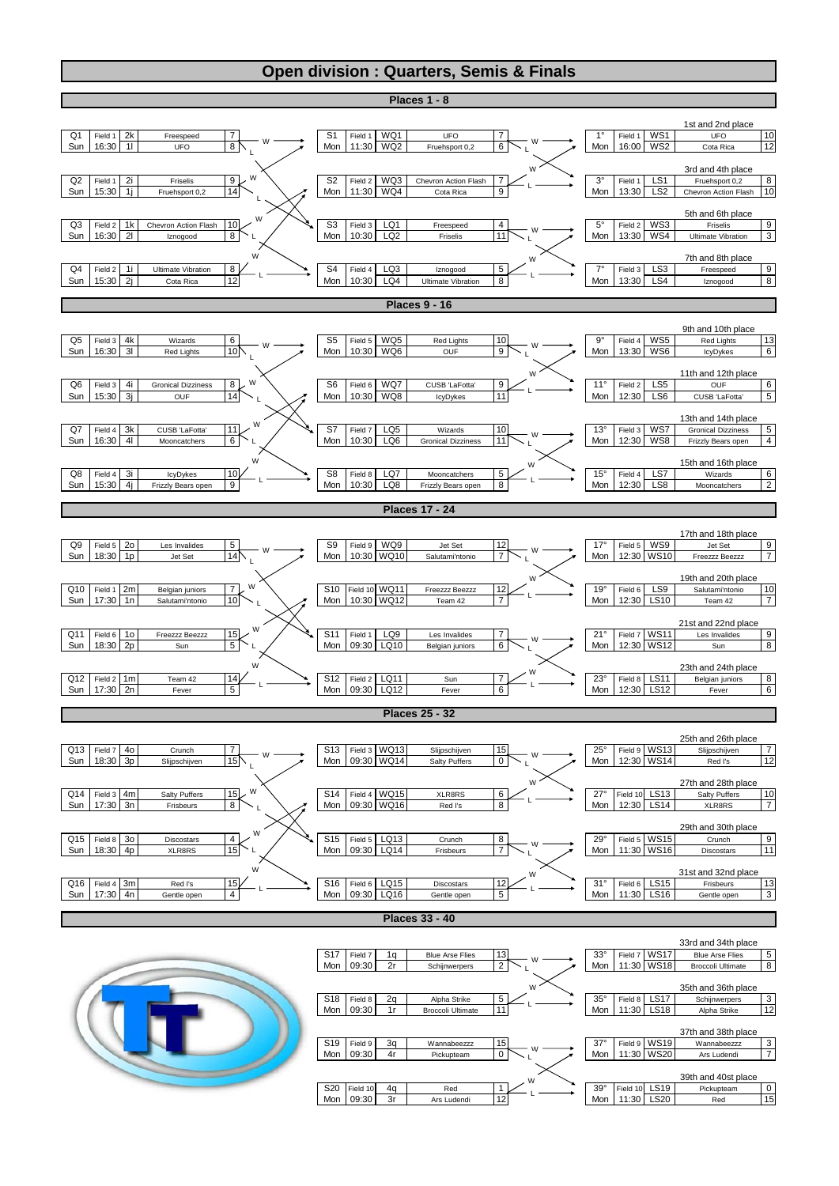# Open division : Quarters, Semis & Finals

## Places 1 - 8

| Game | Day | Field | Time | Seed | Team | Score |
|---|---|---|---|---|---|---|
| Q1 | Sun | Field 1 | 16:30 | 2k | Freespeed | 7 |
| | | | | 1l | UFO | 8 |
| Q2 | Sun | Field 1 | 15:30 | 2i | Friselis | 9 |
| | | | | 1j | Fruehsport 0,2 | 14 |
| Q3 | Sun | Field 2 | 16:30 | 1k | Chevron Action Flash | 10 |
| | | | | 2l | Iznogood | 8 |
| Q4 | Sun | Field 2 | 15:30 | 1i | Ultimate Vibration | 8 |
| | | | | 2j | Cota Rica | 12 |

| Game | Day | Field | Time | Seed | Team | Score |
|---|---|---|---|---|---|---|
| S1 | Mon | Field 1 | 11:30 | WQ1 | UFO | 7 |
| | | | | WQ2 | Fruehsport 0,2 | 6 |
| S2 | Mon | Field 2 | 11:30 | WQ3 | Chevron Action Flash | 7 |
| | | | | WQ4 | Cota Rica | 9 |
| S3 | Mon | Field 3 | 10:30 | LQ1 | Freespeed | 4 |
| | | | | LQ2 | Friselis | 11 |
| S4 | Mon | Field 4 | 10:30 | LQ3 | Iznogood | 5 |
| | | | | LQ4 | Ultimate Vibration | 8 |

| Place | Day | Field | Time | Seed | Team | Score |
|---|---|---|---|---|---|---|
| 1st and 2nd place | | | | | | |
| 1° | Mon | Field 1 | 16:00 | WS1 | UFO | 10 |
| | | | | WS2 | Cota Rica | 12 |
| 3rd and 4th place | | | | | | |
| 3° | Mon | Field 1 | 13:30 | LS1 | Fruehsport 0,2 | 8 |
| | | | | LS2 | Chevron Action Flash | 10 |
| 5th and 6th place | | | | | | |
| 5° | Mon | Field 2 | 13:30 | WS3 | Friselis | 9 |
| | | | | WS4 | Ultimate Vibration | 3 |
| 7th and 8th place | | | | | | |
| 7° | Mon | Field 3 | 13:30 | LS3 | Freespeed | 9 |
| | | | | LS4 | Iznogood | 8 |

## Places 9 - 16

| Game | Day | Field | Time | Seed | Team | Score |
|---|---|---|---|---|---|---|
| Q5 | Sun | Field 3 | 16:30 | 4k | Wizards | 6 |
| | | | | 3l | Red Lights | 10 |
| Q6 | Sun | Field 3 | 15:30 | 4i | Gronical Dizziness | 8 |
| | | | | 3j | OUF | 14 |
| Q7 | Sun | Field 4 | 16:30 | 3k | CUSB 'LaFotta' | 11 |
| | | | | 4l | Mooncatchers | 6 |
| Q8 | Sun | Field 4 | 15:30 | 3i | IcyDykes | 10 |
| | | | | 4j | Frizzly Bears open | 9 |

| Game | Day | Field | Time | Seed | Team | Score |
|---|---|---|---|---|---|---|
| S5 | Mon | Field 5 | 10:30 | WQ5 | Red Lights | 10 |
| | | | | WQ6 | OUF | 9 |
| S6 | Mon | Field 6 | 10:30 | WQ7 | CUSB 'LaFotta' | 9 |
| | | | | WQ8 | IcyDykes | 11 |
| S7 | Mon | Field 7 | 10:30 | LQ5 | Wizards | 10 |
| | | | | LQ6 | Gronical Dizziness | 11 |
| S8 | Mon | Field 8 | 10:30 | LQ7 | Mooncatchers | 5 |
| | | | | LQ8 | Frizzly Bears open | 8 |

| Place | Day | Field | Time | Seed | Team | Score |
|---|---|---|---|---|---|---|
| 9th and 10th place | | | | | | |
| 9° | Mon | Field 4 | 13:30 | WS5 | Red Lights | 13 |
| | | | | WS6 | IcyDykes | 6 |
| 11th and 12th place | | | | | | |
| 11° | Mon | Field 2 | 12:30 | LS5 | OUF | 6 |
| | | | | LS6 | CUSB 'LaFotta' | 5 |
| 13th and 14th place | | | | | | |
| 13° | Mon | Field 3 | 12:30 | WS7 | Gronical Dizziness | 5 |
| | | | | WS8 | Frizzly Bears open | 4 |
| 15th and 16th place | | | | | | |
| 15° | Mon | Field 4 | 12:30 | LS7 | Wizards | 6 |
| | | | | LS8 | Mooncatchers | 2 |

## Places 17 - 24

| Game | Day | Field | Time | Seed | Team | Score |
|---|---|---|---|---|---|---|
| Q9 | Sun | Field 5 | 18:30 | 2o | Les Invalides | 5 |
| | | | | 1p | Jet Set | 14 |
| Q10 | Sun | Field 1 | 17:30 | 2m | Belgian juniors | 7 |
| | | | | 1n | Salutami'ntonio | 10 |
| Q11 | Sun | Field 6 | 18:30 | 1o | Freezzz Beezzz | 15 |
| | | | | 2p | Sun | 5 |
| Q12 | Sun | Field 2 | 17:30 | 1m | Team 42 | 14 |
| | | | | 2n | Fever | 5 |

| Game | Day | Field | Time | Seed | Team | Score |
|---|---|---|---|---|---|---|
| S9 | Mon | Field 9 | 10:30 | WQ9 | Jet Set | 12 |
| | | | | WQ10 | Salutami'ntonio | 7 |
| S10 | Mon | Field 10 | 10:30 | WQ11 | Freezzz Beezzz | 12 |
| | | | | WQ12 | Team 42 | 7 |
| S11 | Mon | Field 1 | 09:30 | LQ9 | Les Invalides | 7 |
| | | | | LQ10 | Belgian juniors | 6 |
| S12 | Mon | Field 2 | 09:30 | LQ11 | Sun | 7 |
| | | | | LQ12 | Fever | 6 |

| Place | Day | Field | Time | Seed | Team | Score |
|---|---|---|---|---|---|---|
| 17th and 18th place | | | | | | |
| 17° | Mon | Field 5 | 12:30 | WS9 | Jet Set | 9 |
| | | | | WS10 | Freezzz Beezzz | 7 |
| 19th and 20th place | | | | | | |
| 19° | Mon | Field 6 | 12:30 | LS9 | Salutami'ntonio | 10 |
| | | | | LS10 | Team 42 | 7 |
| 21st and 22nd place | | | | | | |
| 21° | Mon | Field 7 | 12:30 | WS11 | Les Invalides | 9 |
| | | | | WS12 | Sun | 8 |
| 23th and 24th place | | | | | | |
| 23° | Mon | Field 8 | 12:30 | LS11 | Belgian juniors | 8 |
| | | | | LS12 | Fever | 6 |

## Places 25 - 32

| Game | Day | Field | Time | Seed | Team | Score |
|---|---|---|---|---|---|---|
| Q13 | Sun | Field 7 | 18:30 | 4o | Crunch | 7 |
| | | | | 3p | Slijpschijven | 15 |
| Q14 | Sun | Field 3 | 17:30 | 4m | Salty Puffers | 15 |
| | | | | 3n | Frisbeurs | 8 |
| Q15 | Sun | Field 8 | 18:30 | 3o | Discostars | 4 |
| | | | | 4p | XLR8RS | 15 |
| Q16 | Sun | Field 4 | 17:30 | 3m | Red I's | 15 |
| | | | | 4n | Gentle open | 4 |

| Game | Day | Field | Time | Seed | Team | Score |
|---|---|---|---|---|---|---|
| S13 | Mon | Field 3 | 09:30 | WQ13 | Slijpschijven | 15 |
| | | | | WQ14 | Salty Puffers | 0 |
| S14 | Mon | Field 4 | 09:30 | WQ15 | XLR8RS | 6 |
| | | | | WQ16 | Red I's | 8 |
| S15 | Mon | Field 5 | 09:30 | LQ13 | Crunch | 8 |
| | | | | LQ14 | Frisbeurs | 7 |
| S16 | Mon | Field 6 | 09:30 | LQ15 | Discostars | 12 |
| | | | | LQ16 | Gentle open | 5 |

| Place | Day | Field | Time | Seed | Team | Score |
|---|---|---|---|---|---|---|
| 25th and 26th place | | | | | | |
| 25° | Mon | Field 9 | 12:30 | WS13 | Slijpschijven | 7 |
| | | | | WS14 | Red I's | 12 |
| 27th and 28th place | | | | | | |
| 27° | Mon | Field 10 | 12:30 | LS13 | Salty Puffers | 10 |
| | | | | LS14 | XLR8RS | 7 |
| 29th and 30th place | | | | | | |
| 29° | Mon | Field 5 | 11:30 | WS15 | Crunch | 9 |
| | | | | WS16 | Discostars | 11 |
| 31st and 32nd place | | | | | | |
| 31° | Mon | Field 6 | 11:30 | LS15 | Frisbeurs | 13 |
| | | | | LS16 | Gentle open | 3 |

## Places 33 - 40

| Game | Day | Field | Time | Seed | Team | Score |
|---|---|---|---|---|---|---|
| S17 | Mon | Field 7 | 09:30 | 1q | Blue Arse Flies | 13 |
| | | | | 2r | Schijnwerpers | 2 |
| S18 | Mon | Field 8 | 09:30 | 2q | Alpha Strike | 5 |
| | | | | 1r | Broccoli Ultimate | 11 |
| S19 | Mon | Field 9 | 09:30 | 3q | Wannabeezzz | 15 |
| | | | | 4r | Pickupteam | 0 |
| S20 | Mon | Field 10 | 09:30 | 4q | Red | 1 |
| | | | | 3r | Ars Ludendi | 12 |

| Place | Day | Field | Time | Seed | Team | Score |
|---|---|---|---|---|---|---|
| 33rd and 34th place | | | | | | |
| 33° | Mon | Field 7 | 11:30 | WS17 | Blue Arse Flies | 5 |
| | | | | WS18 | Broccoli Ultimate | 8 |
| 35th and 36th place | | | | | | |
| 35° | Mon | Field 8 | 11:30 | LS17 | Schijnwerpers | 3 |
| | | | | LS18 | Alpha Strike | 12 |
| 37th and 38th place | | | | | | |
| 37° | Mon | Field 9 | 11:30 | WS19 | Wannabeezzz | 3 |
| | | | | WS20 | Ars Ludendi | 7 |
| 39th and 40st place | | | | | | |
| 39° | Mon | Field 10 | 11:30 | LS19 | Pickupteam | 0 |
| | | | | LS20 | Red | 15 |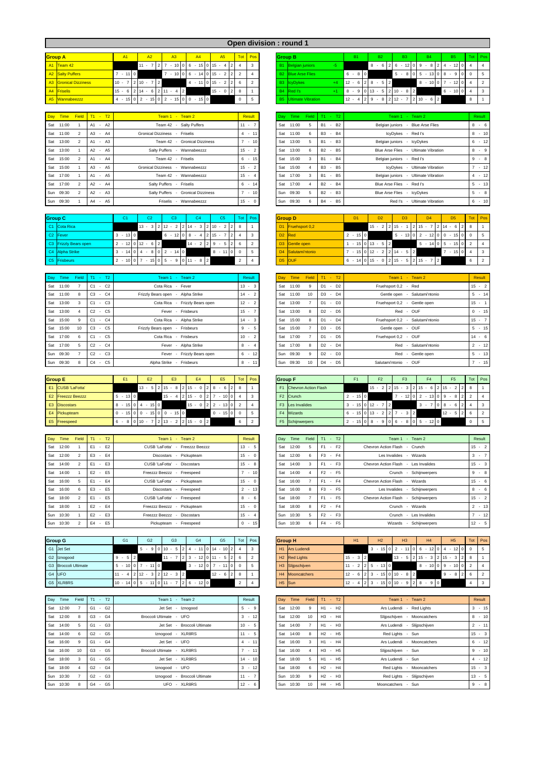# Open division : round 1

## Group A

| Group A | | A1 | A2 | A3 | A4 | A5 | Tot | Pos |
|---|---|---|---|---|---|---|---|---|
| A1 | Team 42 | | 11 - 7 2 | 7 - 10 0 | 6 - 15 0 | 15 - 4 2 | 4 | 3 |
| A2 | Salty Puffers | 7 - 11 0 | | 7 - 10 0 | 6 - 14 0 | 15 - 2 2 | 2 | 4 |
| A3 | Gronical Dizziness | 10 - 7 2 | 10 - 7 2 | | 4 - 11 0 | 15 - 2 2 | 6 | 2 |
| A4 | Friselis | 15 - 6 2 | 14 - 6 2 | 11 - 4 2 | | 15 - 0 2 | 8 | 1 |
| A5 | Wannabeezzz | 4 - 15 0 | 2 - 15 0 | 2 - 15 0 | 0 - 15 0 | | 0 | 5 |

| Day | Time | Field | T1 - T2 | Team 1 - Team 2 | Result |
|---|---|---|---|---|---|
| Sat | 11:00 | 1 | A1 - A2 | Team 42 - Salty Puffers | 11 - 7 |
| Sat | 11:00 | 2 | A3 - A4 | Gronical Dizziness - Friselis | 4 - 11 |
| Sat | 13:00 | 2 | A1 - A3 | Team 42 - Gronical Dizziness | 7 - 10 |
| Sat | 13:00 | 1 | A2 - A5 | Salty Puffers - Wannabeezzz | 15 - 2 |
| Sat | 15:00 | 2 | A1 - A4 | Team 42 - Friselis | 6 - 15 |
| Sat | 15:00 | 1 | A3 - A5 | Gronical Dizziness - Wannabeezzz | 15 - 2 |
| Sat | 17:00 | 1 | A1 - A5 | Team 42 - Wannabeezzz | 15 - 4 |
| Sat | 17:00 | 2 | A2 - A4 | Salty Puffers - Friselis | 6 - 14 |
| Sun | 09:30 | 2 | A2 - A3 | Salty Puffers - Gronical Dizziness | 7 - 10 |
| Sun | 09:30 | 1 | A4 - A5 | Friselis - Wannabeezzz | 15 - 0 |

## Group B

| Group B | | | B1 | B2 | B3 | B4 | B5 | Tot | Pos |
|---|---|---|---|---|---|---|---|---|---|
| B1 | Belgian juniors | -5 | | 8 - 6 2 | 6 - 12 0 | 9 - 8 2 | 4 - 12 0 | 4 | 4 |
| B2 | Blue Arse Flies | | 6 - 8 0 | | 5 - 8 0 | 5 - 13 0 | 8 - 9 0 | 0 | 5 |
| B3 | IcyDykes | +4 | 12 - 6 2 | 8 - 5 2 | | 8 - 10 0 | 7 - 12 0 | 4 | 2 |
| B4 | Red I's | +1 | 8 - 9 0 | 13 - 5 2 | 10 - 8 2 | | 6 - 10 0 | 4 | 3 |
| B5 | Ultimate Vibration | | 12 - 4 2 | 9 - 8 2 | 12 - 7 2 | 10 - 6 2 | | 8 | 1 |

| Day | Time | Field | T1 - T2 | Team 1 - Team 2 | Result |
|---|---|---|---|---|---|
| Sat | 11:00 | 5 | B1 - B2 | Belgian juniors - Blue Arse Flies | 8 - 6 |
| Sat | 11:00 | 6 | B3 - B4 | IcyDykes - Red I's | 8 - 10 |
| Sat | 13:00 | 5 | B1 - B3 | Belgian juniors - IcyDykes | 6 - 12 |
| Sat | 13:00 | 6 | B2 - B5 | Blue Arse Flies - Ultimate Vibration | 8 - 9 |
| Sat | 15:00 | 3 | B1 - B4 | Belgian juniors - Red I's | 9 - 8 |
| Sat | 15:00 | 4 | B3 - B5 | IcyDykes - Ultimate Vibration | 7 - 12 |
| Sat | 17:00 | 3 | B1 - B5 | Belgian juniors - Ultimate Vibration | 4 - 12 |
| Sat | 17:00 | 4 | B2 - B4 | Blue Arse Flies - Red I's | 5 - 13 |
| Sun | 09:30 | 5 | B2 - B3 | Blue Arse Flies - IcyDykes | 5 - 8 |
| Sun | 09:30 | 6 | B4 - B5 | Red I's - Ultimate Vibration | 6 - 10 |

## Group C

| Group C | | C1 | C2 | C3 | C4 | C5 | Tot | Pos |
|---|---|---|---|---|---|---|---|---|
| C1 | Cota Rica | | 13 - 3 2 | 12 - 2 2 | 14 - 3 2 | 10 - 2 2 | 8 | 1 |
| C2 | Fever | 3 - 13 0 | | 6 - 12 0 | 8 - 4 2 | 15 - 7 2 | 4 | 3 |
| C3 | Frizzly Bears open | 2 - 12 0 | 12 - 6 2 | | 14 - 2 2 | 9 - 5 2 | 6 | 2 |
| C4 | Alpha Strike | 3 - 14 0 | 4 - 8 0 | 2 - 14 0 | | 8 - 11 0 | 0 | 5 |
| C5 | Frisbeurs | 2 - 10 0 | 7 - 15 0 | 5 - 9 0 | 11 - 8 2 | | 2 | 4 |

| Day | Time | Field | T1 - T2 | Team 1 - Team 2 | Result |
|---|---|---|---|---|---|
| Sat | 11:00 | 7 | C1 - C2 | Cota Rica - Fever | 13 - 3 |
| Sat | 11:00 | 8 | C3 - C4 | Frizzly Bears open - Alpha Strike | 14 - 2 |
| Sat | 13:00 | 3 | C1 - C3 | Cota Rica - Frizzly Bears open | 12 - 2 |
| Sat | 13:00 | 4 | C2 - C5 | Fever - Frisbeurs | 15 - 7 |
| Sat | 15:00 | 9 | C1 - C4 | Cota Rica - Alpha Strike | 14 - 3 |
| Sat | 15:00 | 10 | C3 - C5 | Frizzly Bears open - Frisbeurs | 9 - 5 |
| Sat | 17:00 | 6 | C1 - C5 | Cota Rica - Frisbeurs | 10 - 2 |
| Sat | 17:00 | 5 | C2 - C4 | Fever - Alpha Strike | 8 - 4 |
| Sun | 09:30 | 7 | C2 - C3 | Fever - Frizzly Bears open | 6 - 12 |
| Sun | 09:30 | 8 | C4 - C5 | Alpha Strike - Frisbeurs | 8 - 11 |

## Group D

| Group D | | D1 | D2 | D3 | D4 | D5 | Tot | Pos |
|---|---|---|---|---|---|---|---|---|
| D1 | Fruehsport 0,2 | | 15 - 2 2 | 15 - 1 2 | 15 - 7 2 | 14 - 6 2 | 8 | 1 |
| D2 | Red | 2 - 15 0 | | 5 - 13 0 | 2 - 12 0 | 0 - 15 0 | 0 | 5 |
| D3 | Gentle open | 1 - 15 0 | 13 - 5 2 | | 5 - 14 0 | 5 - 15 0 | 2 | 4 |
| D4 | Salutami'ntonio | 7 - 15 0 | 12 - 2 2 | 14 - 5 2 | | 7 - 15 0 | 4 | 3 |
| D5 | OUF | 6 - 14 0 | 15 - 0 2 | 15 - 5 2 | 15 - 7 2 | | 6 | 2 |

| Day | Time | Field | T1 - T2 | Team 1 - Team 2 | Result |
|---|---|---|---|---|---|
| Sat | 11:00 | 9 | D1 - D2 | Fruehsport 0,2 - Red | 15 - 2 |
| Sat | 11:00 | 10 | D3 - D4 | Gentle open - Salutami'ntonio | 5 - 14 |
| Sat | 13:00 | 7 | D1 - D3 | Fruehsport 0,2 - Gentle open | 15 - 1 |
| Sat | 13:00 | 8 | D2 - D5 | Red - OUF | 0 - 15 |
| Sat | 15:00 | 8 | D1 - D4 | Fruehsport 0,2 - Salutami'ntonio | 15 - 7 |
| Sat | 15:00 | 7 | D3 - D5 | Gentle open - OUF | 5 - 15 |
| Sat | 17:00 | 7 | D1 - D5 | Fruehsport 0,2 - OUF | 14 - 6 |
| Sat | 17:00 | 8 | D2 - D4 | Red - Salutami'ntonio | 2 - 12 |
| Sun | 09:30 | 9 | D2 - D3 | Red - Gentle open | 5 - 13 |
| Sun | 09:30 | 10 | D4 - D5 | Salutami'ntonio - OUF | 7 - 15 |

## Group E

| Group E | | E1 | E2 | E3 | E4 | E5 | Tot | Pos |
|---|---|---|---|---|---|---|---|---|
| E1 | CUSB 'LaFotta' | | 13 - 5 2 | 15 - 8 2 | 15 - 0 2 | 8 - 6 2 | 8 | 1 |
| E2 | Freezzz Beezzz | 5 - 13 0 | | 15 - 4 2 | 15 - 0 2 | 7 - 10 0 | 4 | 3 |
| E3 | Discostars | 8 - 15 0 | 4 - 15 0 | | 15 - 0 2 | 2 - 13 0 | 2 | 4 |
| E4 | Pickupteam | 0 - 15 0 | 0 - 15 0 | 0 - 15 0 | | 0 - 15 0 | 0 | 5 |
| E5 | Freespeed | 6 - 8 0 | 10 - 7 2 | 13 - 2 2 | 15 - 0 2 | | 6 | 2 |

| Day | Time | Field | T1 - T2 | Team 1 - Team 2 | Result |
|---|---|---|---|---|---|
| Sat | 12:00 | 1 | E1 - E2 | CUSB 'LaFotta' - Freezzz Beezzz | 13 - 5 |
| Sat | 12:00 | 2 | E3 - E4 | Discostars - Pickupteam | 15 - 0 |
| Sat | 14:00 | 2 | E1 - E3 | CUSB 'LaFotta' - Discostars | 15 - 8 |
| Sat | 14:00 | 1 | E2 - E5 | Freezzz Beezzz - Freespeed | 7 - 10 |
| Sat | 16:00 | 5 | E1 - E4 | CUSB 'LaFotta' - Pickupteam | 15 - 0 |
| Sat | 16:00 | 6 | E3 - E5 | Discostars - Freespeed | 2 - 13 |
| Sat | 18:00 | 2 | E1 - E5 | CUSB 'LaFotta' - Freespeed | 8 - 6 |
| Sat | 18:00 | 1 | E2 - E4 | Freezzz Beezzz - Pickupteam | 15 - 0 |
| Sun | 10:30 | 1 | E2 - E3 | Freezzz Beezzz - Discostars | 15 - 4 |
| Sun | 10:30 | 2 | E4 - E5 | Pickupteam - Freespeed | 0 - 15 |

## Group F

| Group F | | F1 | F2 | F3 | F4 | F5 | Tot | Pos |
|---|---|---|---|---|---|---|---|---|
| F1 | Chevron Action Flash | | 15 - 2 2 | 15 - 3 2 | 15 - 6 2 | 15 - 2 2 | 8 | 1 |
| F2 | Crunch | 2 - 15 0 | | 7 - 12 0 | 2 - 13 0 | 9 - 8 2 | 2 | 4 |
| F3 | Les Invalides | 3 - 15 0 | 12 - 7 2 | | 3 - 7 0 | 8 - 6 2 | 4 | 3 |
| F4 | Wizards | 6 - 15 0 | 13 - 2 2 | 7 - 3 2 | | 12 - 5 2 | 6 | 2 |
| F5 | Schijnwerpers | 2 - 15 0 | 8 - 9 0 | 6 - 8 0 | 5 - 12 0 | | 0 | 5 |

| Day | Time | Field | T1 - T2 | Team 1 - Team 2 | Result |
|---|---|---|---|---|---|
| Sat | 12:00 | 5 | F1 - F2 | Chevron Action Flash - Crunch | 15 - 2 |
| Sat | 12:00 | 6 | F3 - F4 | Les Invalides - Wizards | 3 - 7 |
| Sat | 14:00 | 3 | F1 - F3 | Chevron Action Flash - Les Invalides | 15 - 3 |
| Sat | 14:00 | 4 | F2 - F5 | Crunch - Schijnwerpers | 9 - 8 |
| Sat | 16:00 | 7 | F1 - F4 | Chevron Action Flash - Wizards | 15 - 6 |
| Sat | 16:00 | 8 | F3 - F5 | Les Invalides - Schijnwerpers | 8 - 6 |
| Sat | 18:00 | 7 | F1 - F5 | Chevron Action Flash - Schijnwerpers | 15 - 2 |
| Sat | 18:00 | 8 | F2 - F4 | Crunch - Wizards | 2 - 13 |
| Sun | 10:30 | 5 | F2 - F3 | Crunch - Les Invalides | 7 - 12 |
| Sun | 10:30 | 6 | F4 - F5 | Wizards - Schijnwerpers | 12 - 5 |

## Group G

| Group G | | G1 | G2 | G3 | G4 | G5 | Tot | Pos |
|---|---|---|---|---|---|---|---|---|
| G1 | Jet Set | | 5 - 9 0 | 10 - 5 2 | 4 - 11 0 | 14 - 10 2 | 4 | 3 |
| G2 | Iznogood | 9 - 5 2 | | 11 - 7 2 | 3 - 12 0 | 11 - 5 2 | 6 | 2 |
| G3 | Broccoli Ultimate | 5 - 10 0 | 7 - 11 0 | | 3 - 12 0 | 7 - 11 0 | 0 | 5 |
| G4 | UFO | 11 - 4 2 | 12 - 3 2 | 12 - 3 2 | | 12 - 6 2 | 8 | 1 |
| G5 | XLR8RS | 10 - 14 0 | 5 - 11 0 | 11 - 7 2 | 6 - 12 0 | | 2 | 4 |

| Day | Time | Field | T1 - T2 | Team 1 - Team 2 | Result |
|---|---|---|---|---|---|
| Sat | 12:00 | 7 | G1 - G2 | Jet Set - Iznogood | 5 - 9 |
| Sat | 12:00 | 8 | G3 - G4 | Broccoli Ultimate - UFO | 3 - 12 |
| Sat | 14:00 | 5 | G1 - G3 | Jet Set - Broccoli Ultimate | 10 - 5 |
| Sat | 14:00 | 6 | G2 - G5 | Iznogood - XLR8RS | 11 - 5 |
| Sat | 16:00 | 9 | G1 - G4 | Jet Set - UFO | 4 - 11 |
| Sat | 16:00 | 10 | G3 - G5 | Broccoli Ultimate - XLR8RS | 7 - 11 |
| Sat | 18:00 | 3 | G1 - G5 | Jet Set - XLR8RS | 14 - 10 |
| Sat | 18:00 | 4 | G2 - G4 | Iznogood - UFO | 3 - 12 |
| Sun | 10:30 | 7 | G2 - G3 | Iznogood - Broccoli Ultimate | 11 - 7 |
| Sun | 10:30 | 8 | G4 - G5 | UFO - XLR8RS | 12 - 6 |

## Group H

| Group H | | H1 | H2 | H3 | H4 | H5 | Tot | Pos |
|---|---|---|---|---|---|---|---|---|
| H1 | Ars Ludendi | | 3 - 15 0 | 2 - 11 0 | 6 - 12 0 | 4 - 12 0 | 0 | 5 |
| H2 | Red Lights | 15 - 3 2 | | 13 - 5 2 | 15 - 3 2 | 15 - 3 2 | 8 | 1 |
| H3 | Slijpschijven | 11 - 2 2 | 5 - 13 0 | | 8 - 10 0 | 9 - 10 0 | 2 | 4 |
| H4 | Mooncatchers | 12 - 6 2 | 3 - 15 0 | 10 - 8 2 | | 9 - 8 2 | 6 | 2 |
| H5 | Sun | 12 - 4 2 | 3 - 15 0 | 10 - 9 2 | 8 - 9 0 | | 4 | 3 |

| Day | Time | Field | T1 - T2 | Team 1 - Team 2 | Result |
|---|---|---|---|---|---|
| Sat | 12:00 | 9 | H1 - H2 | Ars Ludendi - Red Lights | 3 - 15 |
| Sat | 12:00 | 10 | H3 - H4 | Slijpschijven - Mooncatchers | 8 - 10 |
| Sat | 14:00 | 7 | H1 - H3 | Ars Ludendi - Slijpschijven | 2 - 11 |
| Sat | 14:00 | 8 | H2 - H5 | Red Lights - Sun | 15 - 3 |
| Sat | 16:00 | 3 | H1 - H4 | Ars Ludendi - Mooncatchers | 6 - 12 |
| Sat | 16:00 | 4 | H3 - H5 | Slijpschijven - Sun | 9 - 10 |
| Sat | 18:00 | 5 | H1 - H5 | Ars Ludendi - Sun | 4 - 12 |
| Sat | 18:00 | 6 | H2 - H4 | Red Lights - Mooncatchers | 15 - 3 |
| Sun | 10:30 | 9 | H2 - H3 | Red Lights - Slijpschijven | 13 - 5 |
| Sun | 10:30 | 10 | H4 - H5 | Mooncatchers - Sun | 9 - 8 |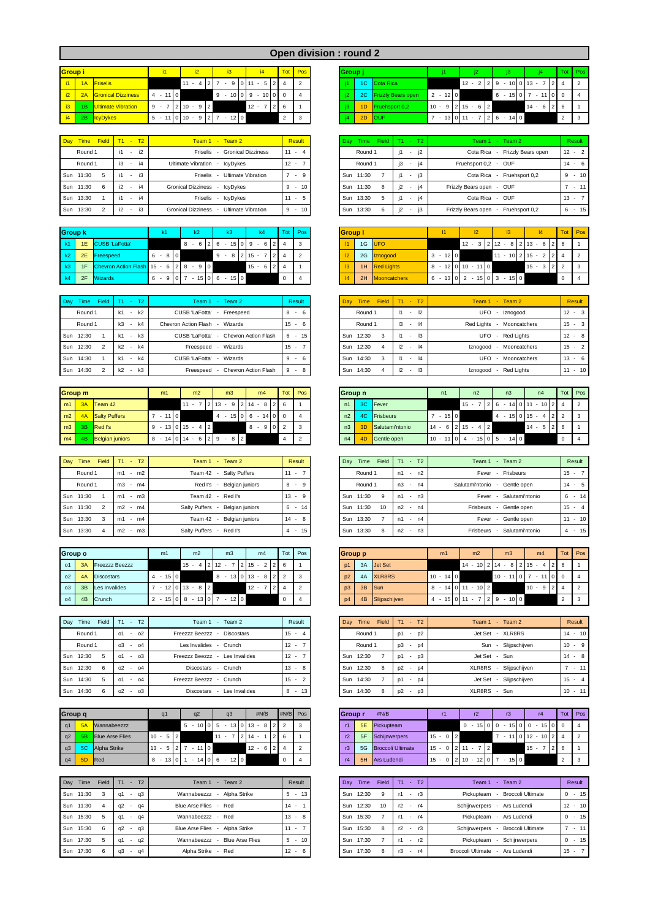# Open division : round 2

## Group i

| Group i | | | i1 | i2 | i3 | i4 | Tot | Pos |
|---|---|---|---|---|---|---|---|---|
| i1 | 1A | Friselis | | 11 - 4 2 | 7 - 9 0 | 11 - 5 2 | 4 | 2 |
| i2 | 2A | Gronical Dizziness | 4 - 11 0 | | 9 - 10 0 | 9 - 10 0 | 0 | 4 |
| i3 | 1B | Ultimate Vibration | 9 - 7 2 | 10 - 9 2 | | 12 - 7 2 | 6 | 1 |
| i4 | 2B | IcyDykes | 5 - 11 0 | 10 - 9 2 | 7 - 12 0 | | 2 | 3 |

| Day | Time | Field | T1 - T2 | Team 1 - Team 2 | Result |
|---|---|---|---|---|---|
| Round 1 | | | i1 - i2 | Friselis - Gronical Dizziness | 11 - 4 |
| Round 1 | | | i3 - i4 | Ultimate Vibration - IcyDykes | 12 - 7 |
| Sun | 11:30 | 5 | i1 - i3 | Friselis - Ultimate Vibration | 7 - 9 |
| Sun | 11:30 | 6 | i2 - i4 | Gronical Dizziness - IcyDykes | 9 - 10 |
| Sun | 13:30 | 1 | i1 - i4 | Friselis - IcyDykes | 11 - 5 |
| Sun | 13:30 | 2 | i2 - i3 | Gronical Dizziness - Ultimate Vibration | 9 - 10 |

## Group j

| Group j | | | j1 | j2 | j3 | j4 | Tot | Pos |
|---|---|---|---|---|---|---|---|---|
| j1 | 1C | Cota Rica | | 12 - 2 2 | 9 - 10 0 | 13 - 7 2 | 4 | 2 |
| j2 | 2C | Frizzly Bears open | 2 - 12 0 | | 6 - 15 0 | 7 - 11 0 | 0 | 4 |
| j3 | 1D | Fruehsport 0,2 | 10 - 9 2 | 15 - 6 2 | | 14 - 6 2 | 6 | 1 |
| j4 | 2D | OUF | 7 - 13 0 | 11 - 7 2 | 6 - 14 0 | | 2 | 3 |

| Day | Time | Field | T1 - T2 | Team 1 - Team 2 | Result |
|---|---|---|---|---|---|
| Round 1 | | | j1 - j2 | Cota Rica - Frizzly Bears open | 12 - 2 |
| Round 1 | | | j3 - j4 | Fruehsport 0,2 - OUF | 14 - 6 |
| Sun | 11:30 | 7 | j1 - j3 | Cota Rica - Fruehsport 0,2 | 9 - 10 |
| Sun | 11:30 | 8 | j2 - j4 | Frizzly Bears open - OUF | 7 - 11 |
| Sun | 13:30 | 5 | j1 - j4 | Cota Rica - OUF | 13 - 7 |
| Sun | 13:30 | 6 | j2 - j3 | Frizzly Bears open - Fruehsport 0,2 | 6 - 15 |

## Group k

| Group k | | | k1 | k2 | k3 | k4 | Tot | Pos |
|---|---|---|---|---|---|---|---|---|
| k1 | 1E | CUSB 'LaFotta' | | 8 - 6 2 | 6 - 15 0 | 9 - 6 2 | 4 | 3 |
| k2 | 2E | Freespeed | 6 - 8 0 | | 9 - 8 2 | 15 - 7 2 | 4 | 2 |
| k3 | 1F | Chevron Action Flash | 15 - 6 2 | 8 - 9 0 | | 15 - 6 2 | 4 | 1 |
| k4 | 2F | Wizards | 6 - 9 0 | 7 - 15 0 | 6 - 15 0 | | 0 | 4 |

| Day | Time | Field | T1 - T2 | Team 1 - Team 2 | Result |
|---|---|---|---|---|---|
| Round 1 | | | k1 - k2 | CUSB 'LaFotta' - Freespeed | 8 - 6 |
| Round 1 | | | k3 - k4 | Chevron Action Flash - Wizards | 15 - 6 |
| Sun | 12:30 | 1 | k1 - k3 | CUSB 'LaFotta' - Chevron Action Flash | 6 - 15 |
| Sun | 12:30 | 2 | k2 - k4 | Freespeed - Wizards | 15 - 7 |
| Sun | 14:30 | 1 | k1 - k4 | CUSB 'LaFotta' - Wizards | 9 - 6 |
| Sun | 14:30 | 2 | k2 - k3 | Freespeed - Chevron Action Flash | 9 - 8 |

## Group l

| Group l | | | l1 | l2 | l3 | l4 | Tot | Pos |
|---|---|---|---|---|---|---|---|---|
| l1 | 1G | UFO | | 12 - 3 2 | 12 - 8 2 | 13 - 6 2 | 6 | 1 |
| l2 | 2G | Iznogood | 3 - 12 0 | | 11 - 10 2 | 15 - 2 2 | 4 | 2 |
| l3 | 1H | Red Lights | 8 - 12 0 | 10 - 11 0 | | 15 - 3 2 | 2 | 3 |
| l4 | 2H | Mooncatchers | 6 - 13 0 | 2 - 15 0 | 3 - 15 0 | | 0 | 4 |

| Day | Time | Field | T1 - T2 | Team 1 - Team 2 | Result |
|---|---|---|---|---|---|
| Round 1 | | | l1 - l2 | UFO - Iznogood | 12 - 3 |
| Round 1 | | | l3 - l4 | Red Lights - Mooncatchers | 15 - 3 |
| Sun | 12:30 | 3 | l1 - l3 | UFO - Red Lights | 12 - 8 |
| Sun | 12:30 | 4 | l2 - l4 | Iznogood - Mooncatchers | 15 - 2 |
| Sun | 14:30 | 3 | l1 - l4 | UFO - Mooncatchers | 13 - 6 |
| Sun | 14:30 | 4 | l2 - l3 | Iznogood - Red Lights | 11 - 10 |

## Group m

| Group m | | | m1 | m2 | m3 | m4 | Tot | Pos |
|---|---|---|---|---|---|---|---|---|
| m1 | 3A | Team 42 | | 11 - 7 2 | 13 - 9 2 | 14 - 8 2 | 6 | 1 |
| m2 | 4A | Salty Puffers | 7 - 11 0 | | 4 - 15 0 | 6 - 14 0 | 0 | 4 |
| m3 | 3B | Red I's | 9 - 13 0 | 15 - 4 2 | | 8 - 9 0 | 2 | 3 |
| m4 | 4B | Belgian juniors | 8 - 14 0 | 14 - 6 2 | 9 - 8 2 | | 4 | 2 |

| Day | Time | Field | T1 - T2 | Team 1 - Team 2 | Result |
|---|---|---|---|---|---|
| Round 1 | | | m1 - m2 | Team 42 - Salty Puffers | 11 - 7 |
| Round 1 | | | m3 - m4 | Red I's - Belgian juniors | 8 - 9 |
| Sun | 11:30 | 1 | m1 - m3 | Team 42 - Red I's | 13 - 9 |
| Sun | 11:30 | 2 | m2 - m4 | Salty Puffers - Belgian juniors | 6 - 14 |
| Sun | 13:30 | 3 | m1 - m4 | Team 42 - Belgian juniors | 14 - 8 |
| Sun | 13:30 | 4 | m2 - m3 | Salty Puffers - Red I's | 4 - 15 |

## Group n

| Group n | | | n1 | n2 | n3 | n4 | Tot | Pos |
|---|---|---|---|---|---|---|---|---|
| n1 | 3C | Fever | | 15 - 7 2 | 6 - 14 0 | 11 - 10 2 | 4 | 2 |
| n2 | 4C | Frisbeurs | 7 - 15 0 | | 4 - 15 0 | 15 - 4 2 | 2 | 3 |
| n3 | 3D | Salutami'ntonio | 14 - 6 2 | 15 - 4 2 | | 14 - 5 2 | 6 | 1 |
| n4 | 4D | Gentle open | 10 - 11 0 | 4 - 15 0 | 5 - 14 0 | | 0 | 4 |

| Day | Time | Field | T1 - T2 | Team 1 - Team 2 | Result |
|---|---|---|---|---|---|
| Round 1 | | | n1 - n2 | Fever - Frisbeurs | 15 - 7 |
| Round 1 | | | n3 - n4 | Salutami'ntonio - Gentle open | 14 - 5 |
| Sun | 11:30 | 9 | n1 - n3 | Fever - Salutami'ntonio | 6 - 14 |
| Sun | 11:30 | 10 | n2 - n4 | Frisbeurs - Gentle open | 15 - 4 |
| Sun | 13:30 | 7 | n1 - n4 | Fever - Gentle open | 11 - 10 |
| Sun | 13:30 | 8 | n2 - n3 | Frisbeurs - Salutami'ntonio | 4 - 15 |

## Group o

| Group o | | | m1 | m2 | m3 | m4 | Tot | Pos |
|---|---|---|---|---|---|---|---|---|
| o1 | 3A | Freezzz Beezzz | | 15 - 4 2 | 12 - 7 2 | 15 - 2 2 | 6 | 1 |
| o2 | 4A | Discostars | 4 - 15 0 | | 8 - 13 0 | 13 - 8 2 | 2 | 3 |
| o3 | 3B | Les Invalides | 7 - 12 0 | 13 - 8 2 | | 12 - 7 2 | 4 | 2 |
| o4 | 4B | Crunch | 2 - 15 0 | 8 - 13 0 | 7 - 12 0 | | 0 | 4 |

| Day | Time | Field | T1 - T2 | Team 1 - Team 2 | Result |
|---|---|---|---|---|---|
| Round 1 | | | o1 - o2 | Freezzz Beezzz - Discostars | 15 - 4 |
| Round 1 | | | o3 - o4 | Les Invalides - Crunch | 12 - 7 |
| Sun | 12:30 | 5 | o1 - o3 | Freezzz Beezzz - Les Invalides | 12 - 7 |
| Sun | 12:30 | 6 | o2 - o4 | Discostars - Crunch | 13 - 8 |
| Sun | 14:30 | 5 | o1 - o4 | Freezzz Beezzz - Crunch | 15 - 2 |
| Sun | 14:30 | 6 | o2 - o3 | Discostars - Les Invalides | 8 - 13 |

## Group p

| Group p | | | m1 | m2 | m3 | m4 | Tot | Pos |
|---|---|---|---|---|---|---|---|---|
| p1 | 3A | Jet Set | | 14 - 10 2 | 14 - 8 2 | 15 - 4 2 | 6 | 1 |
| p2 | 4A | XLR8RS | 10 - 14 0 | | 10 - 11 0 | 7 - 11 0 | 0 | 4 |
| p3 | 3B | Sun | 8 - 14 0 | 11 - 10 2 | | 10 - 9 2 | 4 | 2 |
| p4 | 4B | Slijpschijven | 4 - 15 0 | 11 - 7 2 | 9 - 10 0 | | 2 | 3 |

| Day | Time | Field | T1 - T2 | Team 1 - Team 2 | Result |
|---|---|---|---|---|---|
| Round 1 | | | p1 - p2 | Jet Set - XLR8RS | 14 - 10 |
| Round 1 | | | p3 - p4 | Sun - Slijpschijven | 10 - 9 |
| Sun | 12:30 | 7 | p1 - p3 | Jet Set - Sun | 14 - 8 |
| Sun | 12:30 | 8 | p2 - p4 | XLR8RS - Slijpschijven | 7 - 11 |
| Sun | 14:30 | 7 | p1 - p4 | Jet Set - Slijpschijven | 15 - 4 |
| Sun | 14:30 | 8 | p2 - p3 | XLR8RS - Sun | 10 - 11 |

## Group q

| Group q | | | q1 | q2 | q3 | #N/B | #N/B | Pos |
|---|---|---|---|---|---|---|---|---|
| q1 | 5A | Wannabeezzz | | 5 - 10 0 | 5 - 13 0 | 13 - 8 2 | 2 | 3 |
| q2 | 5B | Blue Arse Flies | 10 - 5 2 | | 11 - 7 2 | 14 - 1 2 | 6 | 1 |
| q3 | 5C | Alpha Strike | 13 - 5 2 | 7 - 11 0 | | 12 - 6 2 | 4 | 2 |
| q4 | 5D | Red | 8 - 13 0 | 1 - 14 0 | 6 - 12 0 | | 0 | 4 |

| Day | Time | Field | T1 - T2 | Team 1 - Team 2 | Result |
|---|---|---|---|---|---|
| Sun | 11:30 | 3 | q1 - q3 | Wannabeezzz - Alpha Strike | 5 - 13 |
| Sun | 11:30 | 4 | q2 - q4 | Blue Arse Flies - Red | 14 - 1 |
| Sun | 15:30 | 5 | q1 - q4 | Wannabeezzz - Red | 13 - 8 |
| Sun | 15:30 | 6 | q2 - q3 | Blue Arse Flies - Alpha Strike | 11 - 7 |
| Sun | 17:30 | 5 | q1 - q2 | Wannabeezzz - Blue Arse Flies | 5 - 10 |
| Sun | 17:30 | 6 | q3 - q4 | Alpha Strike - Red | 12 - 6 |

## Group r

| Group r | | #N/B | r1 | r2 | r3 | r4 | Tot | Pos |
|---|---|---|---|---|---|---|---|---|
| r1 | 5E | Pickupteam | | 0 - 15 0 | 0 - 15 0 | 0 - 15 0 | 0 | 4 |
| r2 | 5F | Schijnwerpers | 15 - 0 2 | | 7 - 11 0 | 12 - 10 2 | 4 | 2 |
| r3 | 5G | Broccoli Ultimate | 15 - 0 2 | 11 - 7 2 | | 15 - 7 2 | 6 | 1 |
| r4 | 5H | Ars Ludendi | 15 - 0 2 | 10 - 12 0 | 7 - 15 0 | | 2 | 3 |

| Day | Time | Field | T1 - T2 | Team 1 - Team 2 | Result |
|---|---|---|---|---|---|
| Sun | 12:30 | 9 | r1 - r3 | Pickupteam - Broccoli Ultimate | 0 - 15 |
| Sun | 12:30 | 10 | r2 - r4 | Schijnwerpers - Ars Ludendi | 12 - 10 |
| Sun | 15:30 | 7 | r1 - r4 | Pickupteam - Ars Ludendi | 0 - 15 |
| Sun | 15:30 | 8 | r2 - r3 | Schijnwerpers - Broccoli Ultimate | 7 - 11 |
| Sun | 17:30 | 7 | r1 - r2 | Pickupteam - Schijnwerpers | 0 - 15 |
| Sun | 17:30 | 8 | r3 - r4 | Broccoli Ultimate - Ars Ludendi | 15 - 7 |